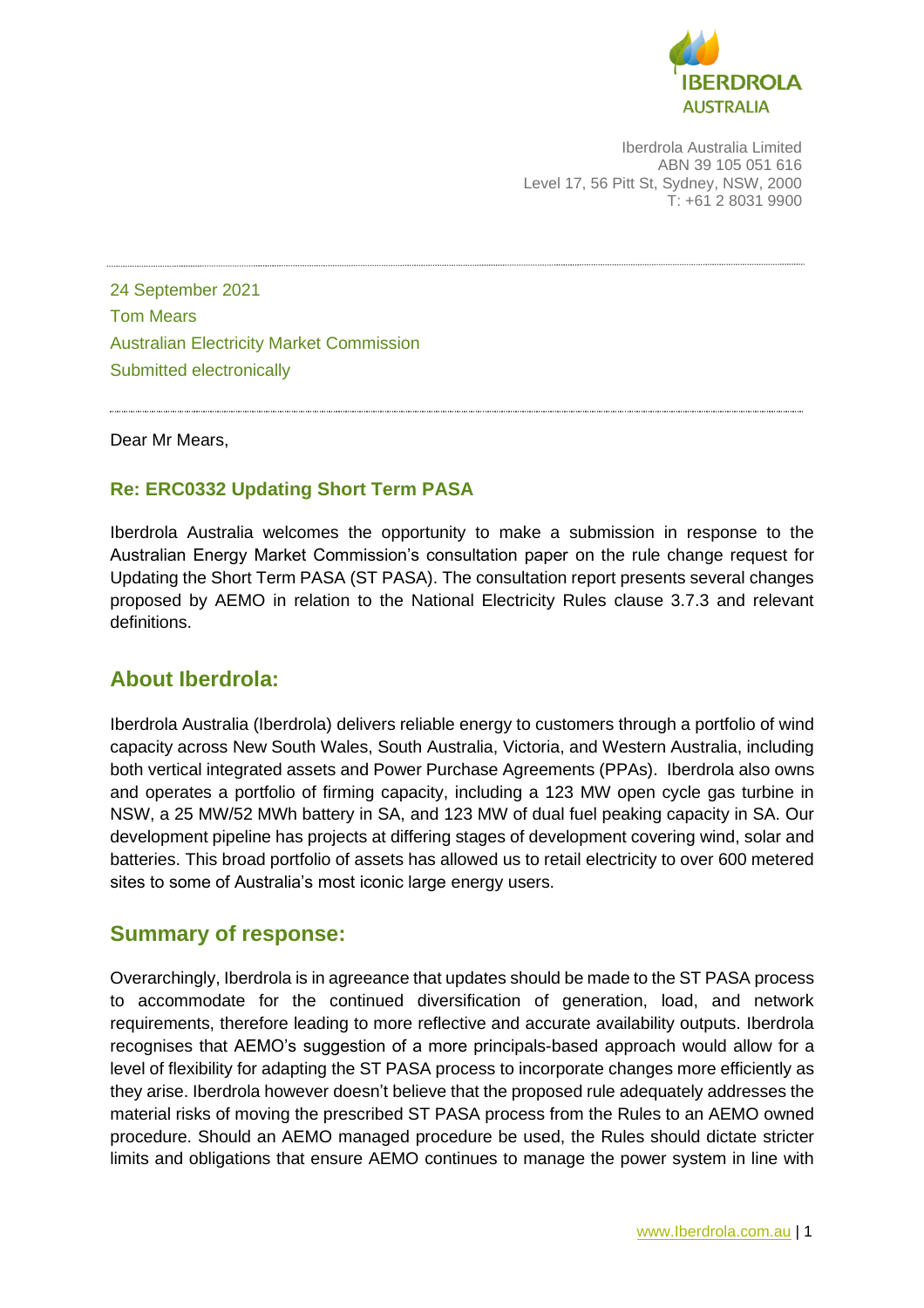IBERDROLA AUSTRALIA

Iberdrola Australia Limited
ABN 39 105 051 616
Level 17, 56 Pitt St, Sydney, NSW, 2000
T: +61 2 8031 9900

---

24 September 2021
Tom Mears
Australian Electricity Market Commission
Submitted electronically

---

Dear Mr Mears,

### Re: ERC0332 Updating Short Term PASA

Iberdrola Australia welcomes the opportunity to make a submission in response to the Australian Energy Market Commission's consultation paper on the rule change request for Updating the Short Term PASA (ST PASA). The consultation report presents several changes proposed by AEMO in relation to the National Electricity Rules clause 3.7.3 and relevant definitions.

## About Iberdrola:

Iberdrola Australia (Iberdrola) delivers reliable energy to customers through a portfolio of wind capacity across New South Wales, South Australia, Victoria, and Western Australia, including both vertical integrated assets and Power Purchase Agreements (PPAs). Iberdrola also owns and operates a portfolio of firming capacity, including a 123 MW open cycle gas turbine in NSW, a 25 MW/52 MWh battery in SA, and 123 MW of dual fuel peaking capacity in SA. Our development pipeline has projects at differing stages of development covering wind, solar and batteries. This broad portfolio of assets has allowed us to retail electricity to over 600 metered sites to some of Australia's most iconic large energy users.

## Summary of response:

Overarchingly, Iberdrola is in agreeance that updates should be made to the ST PASA process to accommodate for the continued diversification of generation, load, and network requirements, therefore leading to more reflective and accurate availability outputs. Iberdrola recognises that AEMO's suggestion of a more principals-based approach would allow for a level of flexibility for adapting the ST PASA process to incorporate changes more efficiently as they arise. Iberdrola however doesn't believe that the proposed rule adequately addresses the material risks of moving the prescribed ST PASA process from the Rules to an AEMO owned procedure. Should an AEMO managed procedure be used, the Rules should dictate stricter limits and obligations that ensure AEMO continues to manage the power system in line with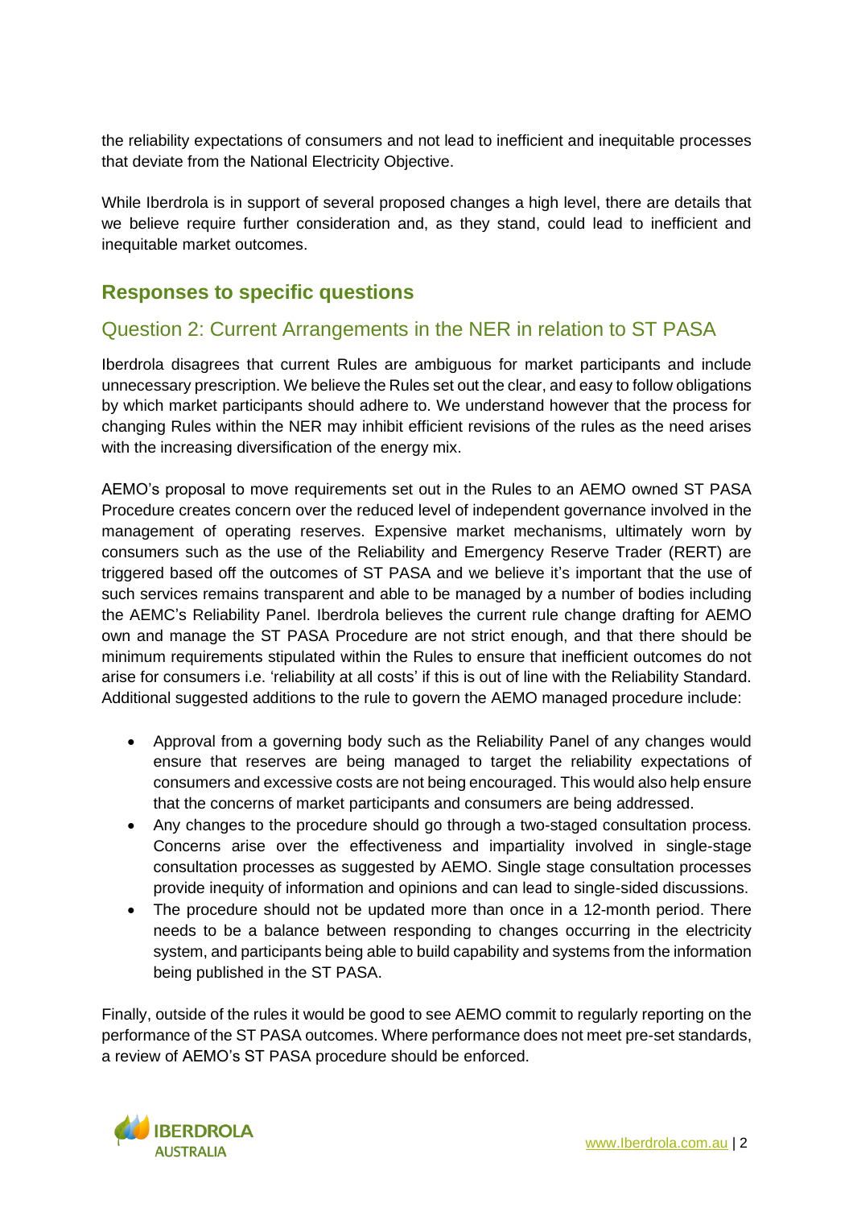the reliability expectations of consumers and not lead to inefficient and inequitable processes that deviate from the National Electricity Objective.

While Iberdrola is in support of several proposed changes a high level, there are details that we believe require further consideration and, as they stand, could lead to inefficient and inequitable market outcomes.

## Responses to specific questions

### Question 2: Current Arrangements in the NER in relation to ST PASA

Iberdrola disagrees that current Rules are ambiguous for market participants and include unnecessary prescription. We believe the Rules set out the clear, and easy to follow obligations by which market participants should adhere to. We understand however that the process for changing Rules within the NER may inhibit efficient revisions of the rules as the need arises with the increasing diversification of the energy mix.

AEMO's proposal to move requirements set out in the Rules to an AEMO owned ST PASA Procedure creates concern over the reduced level of independent governance involved in the management of operating reserves. Expensive market mechanisms, ultimately worn by consumers such as the use of the Reliability and Emergency Reserve Trader (RERT) are triggered based off the outcomes of ST PASA and we believe it's important that the use of such services remains transparent and able to be managed by a number of bodies including the AEMC's Reliability Panel. Iberdrola believes the current rule change drafting for AEMO own and manage the ST PASA Procedure are not strict enough, and that there should be minimum requirements stipulated within the Rules to ensure that inefficient outcomes do not arise for consumers i.e. 'reliability at all costs' if this is out of line with the Reliability Standard. Additional suggested additions to the rule to govern the AEMO managed procedure include:

- Approval from a governing body such as the Reliability Panel of any changes would ensure that reserves are being managed to target the reliability expectations of consumers and excessive costs are not being encouraged. This would also help ensure that the concerns of market participants and consumers are being addressed.
- Any changes to the procedure should go through a two-staged consultation process. Concerns arise over the effectiveness and impartiality involved in single-stage consultation processes as suggested by AEMO. Single stage consultation processes provide inequity of information and opinions and can lead to single-sided discussions.
- The procedure should not be updated more than once in a 12-month period. There needs to be a balance between responding to changes occurring in the electricity system, and participants being able to build capability and systems from the information being published in the ST PASA.

Finally, outside of the rules it would be good to see AEMO commit to regularly reporting on the performance of the ST PASA outcomes. Where performance does not meet pre-set standards, a review of AEMO's ST PASA procedure should be enforced.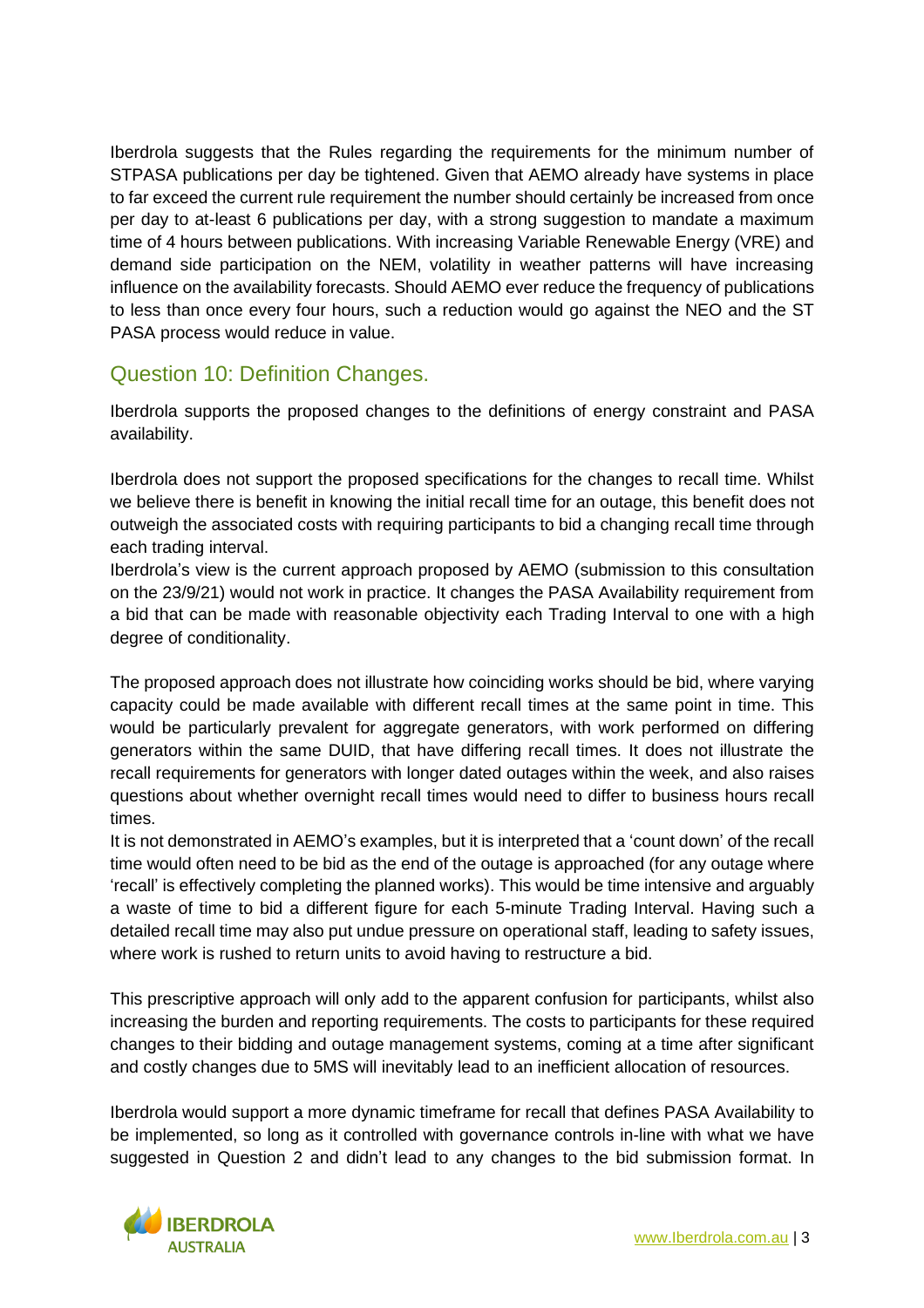Iberdrola suggests that the Rules regarding the requirements for the minimum number of STPASA publications per day be tightened. Given that AEMO already have systems in place to far exceed the current rule requirement the number should certainly be increased from once per day to at-least 6 publications per day, with a strong suggestion to mandate a maximum time of 4 hours between publications. With increasing Variable Renewable Energy (VRE) and demand side participation on the NEM, volatility in weather patterns will have increasing influence on the availability forecasts. Should AEMO ever reduce the frequency of publications to less than once every four hours, such a reduction would go against the NEO and the ST PASA process would reduce in value.

## Question 10: Definition Changes.

Iberdrola supports the proposed changes to the definitions of energy constraint and PASA availability.

Iberdrola does not support the proposed specifications for the changes to recall time. Whilst we believe there is benefit in knowing the initial recall time for an outage, this benefit does not outweigh the associated costs with requiring participants to bid a changing recall time through each trading interval.
Iberdrola's view is the current approach proposed by AEMO (submission to this consultation on the 23/9/21) would not work in practice. It changes the PASA Availability requirement from a bid that can be made with reasonable objectivity each Trading Interval to one with a high degree of conditionality.

The proposed approach does not illustrate how coinciding works should be bid, where varying capacity could be made available with different recall times at the same point in time. This would be particularly prevalent for aggregate generators, with work performed on differing generators within the same DUID, that have differing recall times. It does not illustrate the recall requirements for generators with longer dated outages within the week, and also raises questions about whether overnight recall times would need to differ to business hours recall times.
It is not demonstrated in AEMO's examples, but it is interpreted that a 'count down' of the recall time would often need to be bid as the end of the outage is approached (for any outage where 'recall' is effectively completing the planned works). This would be time intensive and arguably a waste of time to bid a different figure for each 5-minute Trading Interval. Having such a detailed recall time may also put undue pressure on operational staff, leading to safety issues, where work is rushed to return units to avoid having to restructure a bid.

This prescriptive approach will only add to the apparent confusion for participants, whilst also increasing the burden and reporting requirements. The costs to participants for these required changes to their bidding and outage management systems, coming at a time after significant and costly changes due to 5MS will inevitably lead to an inefficient allocation of resources.

Iberdrola would support a more dynamic timeframe for recall that defines PASA Availability to be implemented, so long as it controlled with governance controls in-line with what we have suggested in Question 2 and didn't lead to any changes to the bid submission format. In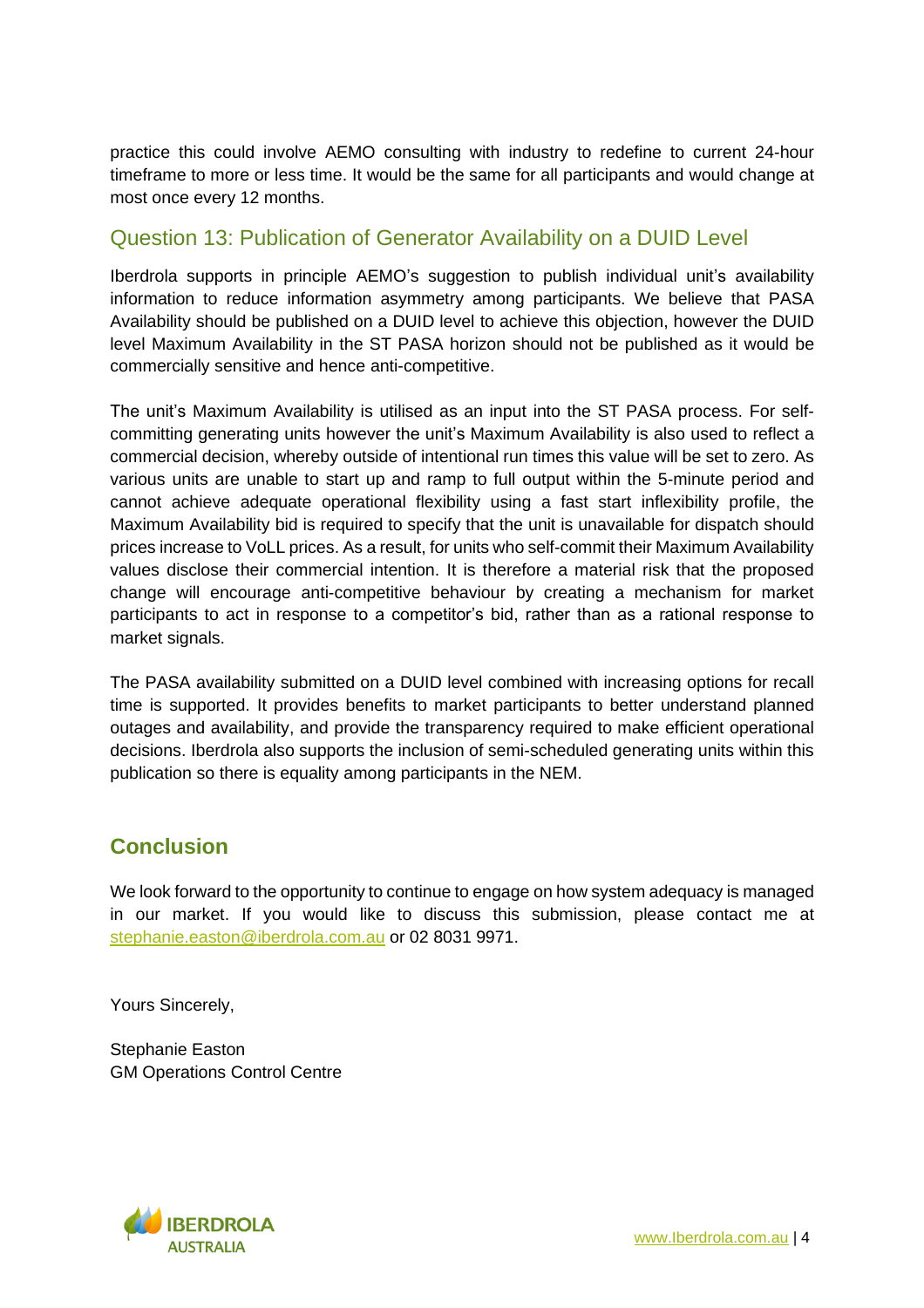practice this could involve AEMO consulting with industry to redefine to current 24-hour timeframe to more or less time. It would be the same for all participants and would change at most once every 12 months.

## Question 13: Publication of Generator Availability on a DUID Level

Iberdrola supports in principle AEMO's suggestion to publish individual unit's availability information to reduce information asymmetry among participants. We believe that PASA Availability should be published on a DUID level to achieve this objection, however the DUID level Maximum Availability in the ST PASA horizon should not be published as it would be commercially sensitive and hence anti-competitive.

The unit's Maximum Availability is utilised as an input into the ST PASA process. For self-committing generating units however the unit's Maximum Availability is also used to reflect a commercial decision, whereby outside of intentional run times this value will be set to zero. As various units are unable to start up and ramp to full output within the 5-minute period and cannot achieve adequate operational flexibility using a fast start inflexibility profile, the Maximum Availability bid is required to specify that the unit is unavailable for dispatch should prices increase to VoLL prices. As a result, for units who self-commit their Maximum Availability values disclose their commercial intention. It is therefore a material risk that the proposed change will encourage anti-competitive behaviour by creating a mechanism for market participants to act in response to a competitor's bid, rather than as a rational response to market signals.

The PASA availability submitted on a DUID level combined with increasing options for recall time is supported. It provides benefits to market participants to better understand planned outages and availability, and provide the transparency required to make efficient operational decisions. Iberdrola also supports the inclusion of semi-scheduled generating units within this publication so there is equality among participants in the NEM.

## Conclusion

We look forward to the opportunity to continue to engage on how system adequacy is managed in our market. If you would like to discuss this submission, please contact me at stephanie.easton@iberdrola.com.au or 02 8031 9971.

Yours Sincerely,

Stephanie Easton
GM Operations Control Centre

IBERDROLA AUSTRALIA

www.Iberdrola.com.au